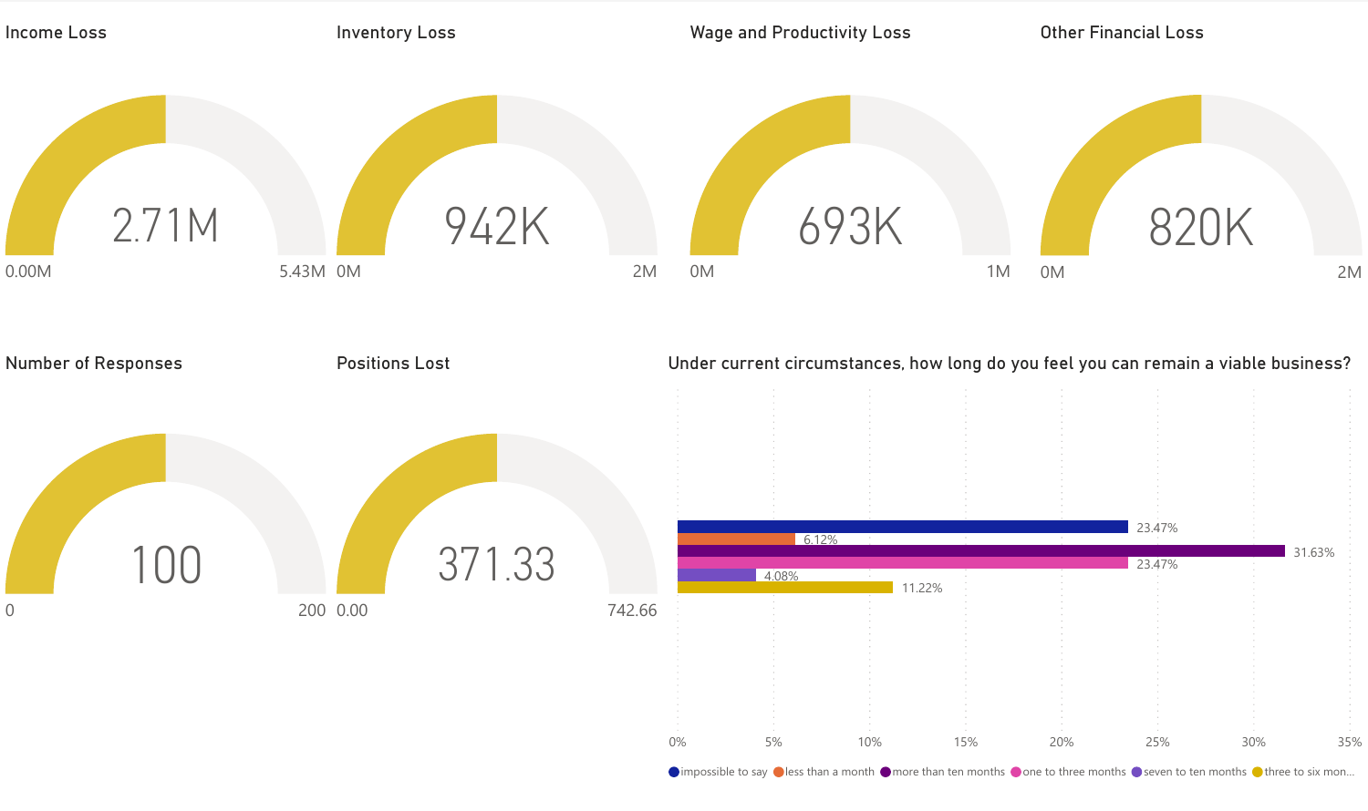## Income Loss

2.71M

0.00M — 5.43M

## Inventory Loss

942K

0M — 2M

## Wage and Productivity Loss

693K

0M — 1M

## Other Financial Loss

820K

0M — 2M

## Number of Responses

100

0 — 200

## Positions Lost

371.33

0.00 — 742.66

## Under current circumstances, how long do you feel you can remain a viable business?

| Response | Percentage |
| --- | --- |
| impossible to say | 23.47% |
| less than a month | 6.12% |
| more than ten months | 31.63% |
| one to three months | 23.47% |
| seven to ten months | 4.08% |
| three to six mon... | 11.22% |

0% 5% 10% 15% 20% 25% 30% 35%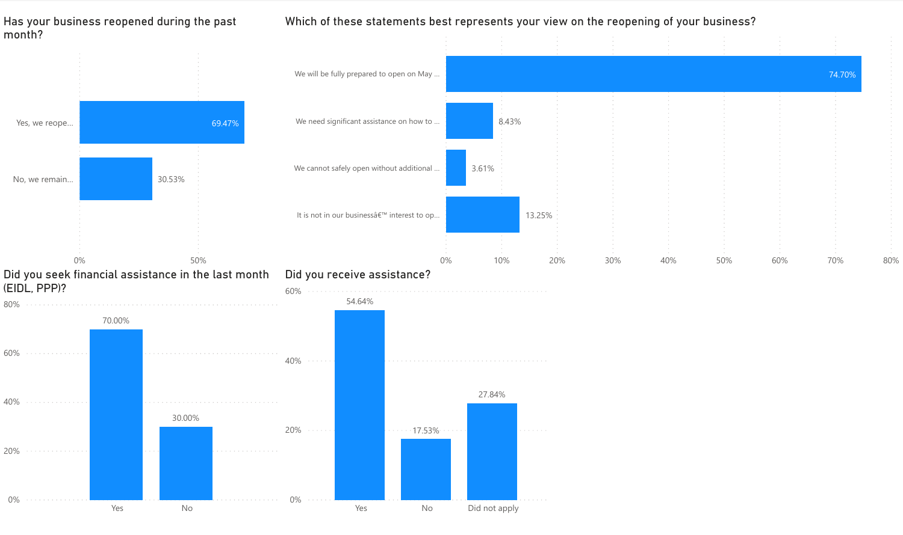## Has your business reopened during the past month?

Yes, we reope...
69.47%

No, we remain...
30.53%

0%
50%

## Which of these statements best represents your view on the reopening of your business?

We will be fully prepared to open on May ...
74.70%

We need significant assistance on how to ...
8.43%

We cannot safely open without additional ...
3.61%

It is not in our businessâ€™ interest to op...
13.25%

0%
10%
20%
30%
40%
50%
60%
70%
80%

## Did you seek financial assistance in the last month (EIDL, PPP)?

80%
60%
40%
20%
0%

Yes
70.00%

No
30.00%

## Did you receive assistance?

60%
40%
20%
0%

Yes
54.64%

No
17.53%

Did not apply
27.84%